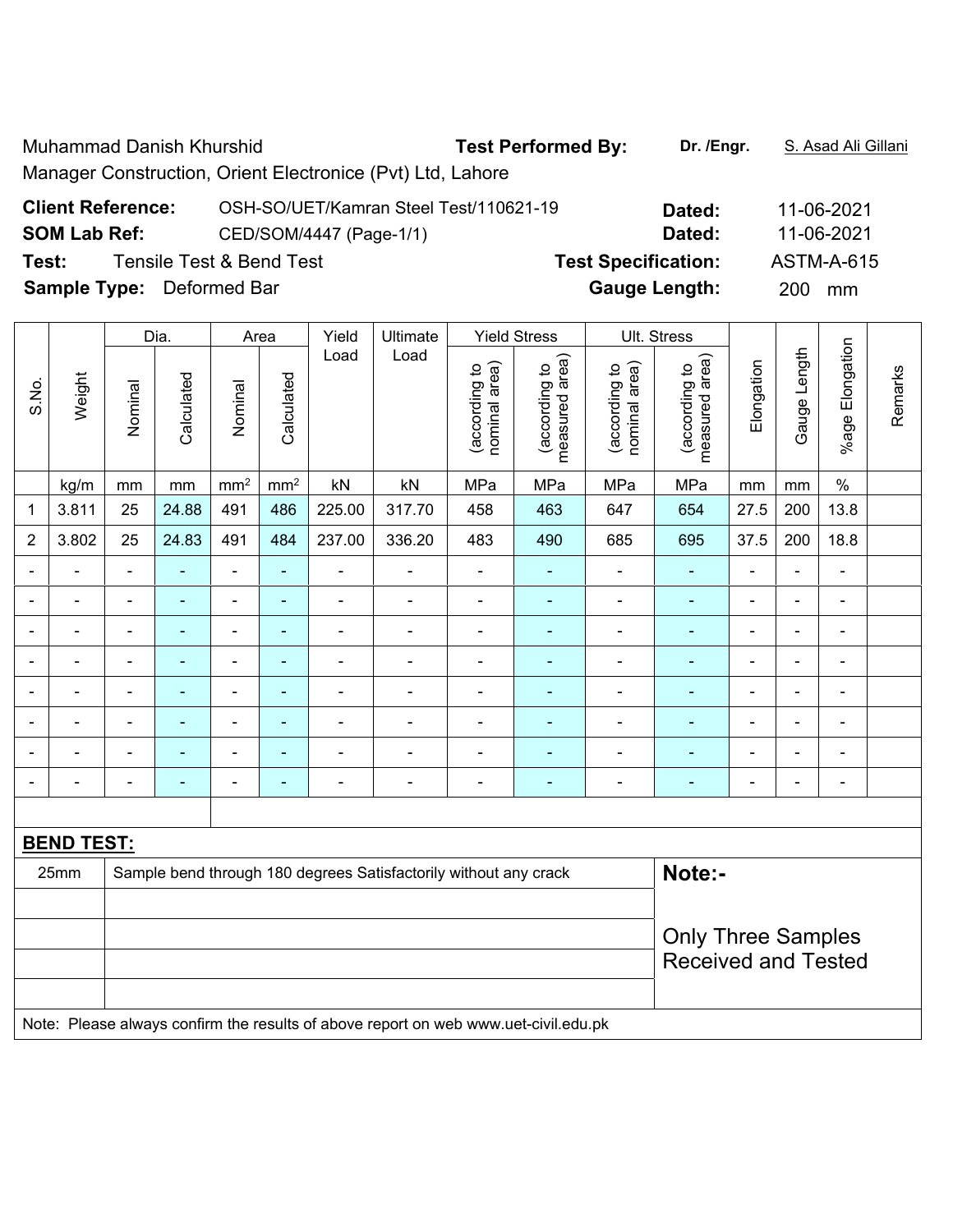Muhammad Danish Khurshid

Manager Construction, Orient Electronice (Pvt) Ltd, Lahore

**Test Performed By:** **Dr. /Engr.** S. Asad Ali Gillani

**Client Reference:** OSH-SO/UET/Kamran Steel Test/110621-19 **Dated:** 11-06-2021

**SOM Lab Ref:** CED/SOM/4447 (Page-1/1) **Dated:** 11-06-2021

**Test:** Tensile Test & Bend Test **Test Specification:** ASTM-A-615

**Sample Type:** Deformed Bar **Gauge Length:** 200 mm

| S.No. | Weight | Dia. | | Area | | Yield Load | Ultimate Load | Yield Stress | | Ult. Stress | | Elongation | Gauge Length | %age Elongation | Remarks |
|---|---|---|---|---|---|---|---|---|---|---|---|---|---|---|---|
| | | Nominal | Calculated | Nominal | Calculated | | | (according to nominal area) | (according to measured area) | (according to nominal area) | (according to measured area) | | | | |
| | kg/m | mm | mm | mm² | mm² | kN | kN | MPa | MPa | MPa | MPa | mm | mm | % | |
| 1 | 3.811 | 25 | 24.88 | 491 | 486 | 225.00 | 317.70 | 458 | 463 | 647 | 654 | 27.5 | 200 | 13.8 | |
| 2 | 3.802 | 25 | 24.83 | 491 | 484 | 237.00 | 336.20 | 483 | 490 | 685 | 695 | 37.5 | 200 | 18.8 | |
| - | - | - | - | - | - | - | - | - | - | - | - | - | - | - | |
| - | - | - | - | - | - | - | - | - | - | - | - | - | - | - | |
| - | - | - | - | - | - | - | - | - | - | - | - | - | - | - | |
| - | - | - | - | - | - | - | - | - | - | - | - | - | - | - | |
| - | - | - | - | - | - | - | - | - | - | - | - | - | - | - | |
| - | - | - | - | - | - | - | - | - | - | - | - | - | - | - | |
| - | - | - | - | - | - | - | - | - | - | - | - | - | - | - | |
| - | - | - | - | - | - | - | - | - | - | - | - | - | - | - | |

**BEND TEST:**

| Size | Result |
|---|---|
| 25mm | Sample bend through 180 degrees Satisfactorily without any crack |

**Note:-**

Only Three Samples Received and Tested

Note: Please always confirm the results of above report on web www.uet-civil.edu.pk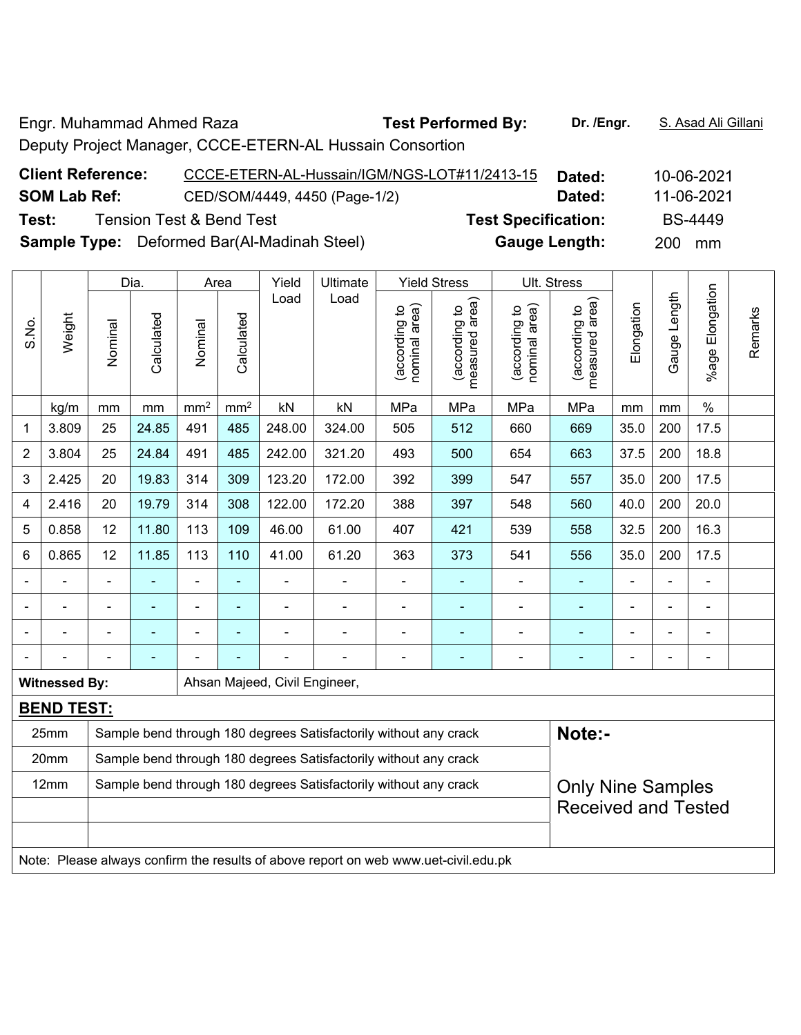Engr. Muhammad Ahmed Raza

Deputy Project Manager, CCCE-ETERN-AL Hussain Consortion

**Test Performed By:** **Dr. /Engr.** S. Asad Ali Gillani

**Client Reference:** CCCE-ETERN-AL-Hussain/IGM/NGS-LOT#11/2413-15 **Dated:** 10-06-2021

**SOM Lab Ref:** CED/SOM/4449, 4450 (Page-1/2) **Dated:** 11-06-2021

**Test:** Tension Test & Bend Test **Test Specification:** BS-4449

**Sample Type:** Deformed Bar(Al-Madinah Steel) **Gauge Length:** 200 mm

| S.No. | Weight | Dia. | | Area | | Yield Load | Ultimate Load | Yield Stress | | Ult. Stress | | Elongation | Gauge Length | %age Elongation | Remarks |
|---|---|---|---|---|---|---|---|---|---|---|---|---|---|---|---|
| | | Nominal | Calculated | Nominal | Calculated | | | (according to nominal area) | (according to measured area) | (according to nominal area) | (according to measured area) | | | | |
| | kg/m | mm | mm | mm² | mm² | kN | kN | MPa | MPa | MPa | MPa | mm | mm | % | |
| 1 | 3.809 | 25 | 24.85 | 491 | 485 | 248.00 | 324.00 | 505 | 512 | 660 | 669 | 35.0 | 200 | 17.5 | |
| 2 | 3.804 | 25 | 24.84 | 491 | 485 | 242.00 | 321.20 | 493 | 500 | 654 | 663 | 37.5 | 200 | 18.8 | |
| 3 | 2.425 | 20 | 19.83 | 314 | 309 | 123.20 | 172.00 | 392 | 399 | 547 | 557 | 35.0 | 200 | 17.5 | |
| 4 | 2.416 | 20 | 19.79 | 314 | 308 | 122.00 | 172.20 | 388 | 397 | 548 | 560 | 40.0 | 200 | 20.0 | |
| 5 | 0.858 | 12 | 11.80 | 113 | 109 | 46.00 | 61.00 | 407 | 421 | 539 | 558 | 32.5 | 200 | 16.3 | |
| 6 | 0.865 | 12 | 11.85 | 113 | 110 | 41.00 | 61.20 | 363 | 373 | 541 | 556 | 35.0 | 200 | 17.5 | |
| - | - | - | - | - | - | - | - | - | - | - | - | - | - | - | |
| - | - | - | - | - | - | - | - | - | - | - | - | - | - | - | |
| - | - | - | - | - | - | - | - | - | - | - | - | - | - | - | |
| - | - | - | - | - | - | - | - | - | - | - | - | - | - | - | |

**Witnessed By:** Ahsan Majeed, Civil Engineer,

**BEND TEST:**

| | |
|---|---|
| 25mm | Sample bend through 180 degrees Satisfactorily without any crack |
| 20mm | Sample bend through 180 degrees Satisfactorily without any crack |
| 12mm | Sample bend through 180 degrees Satisfactorily without any crack |

**Note:-**

Only Nine Samples Received and Tested

Note: Please always confirm the results of above report on web www.uet-civil.edu.pk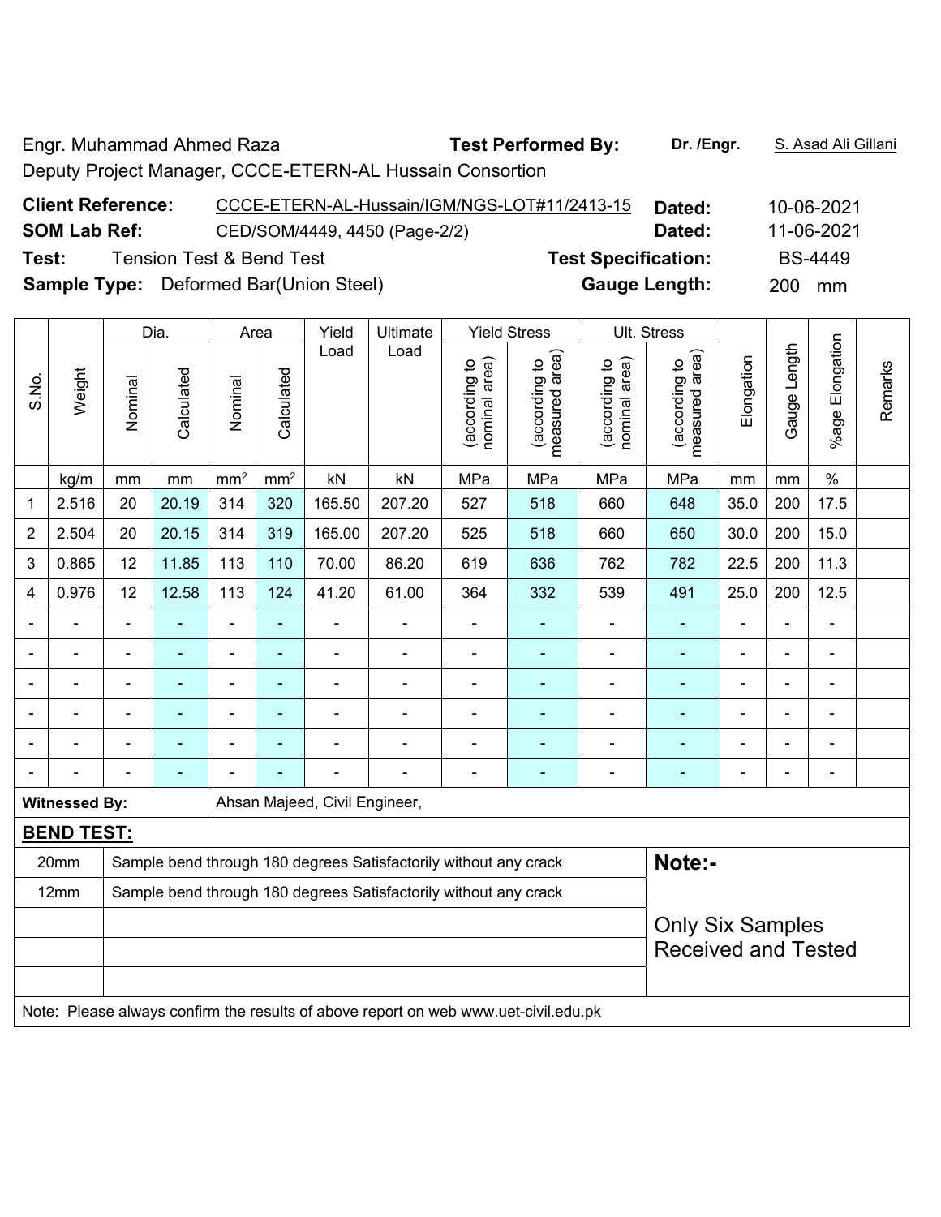Engr. Muhammad Ahmed Raza **Test Performed By:** **Dr. /Engr.** S. Asad Ali Gillani

Deputy Project Manager, CCCE-ETERN-AL Hussain Consortion

**Client Reference:** CCCE-ETERN-AL-Hussain/IGM/NGS-LOT#11/2413-15 **Dated:** 10-06-2021

**SOM Lab Ref:** CED/SOM/4449, 4450 (Page-2/2) **Dated:** 11-06-2021

**Test:** Tension Test & Bend Test **Test Specification:** BS-4449

**Sample Type:** Deformed Bar(Union Steel) **Gauge Length:** 200 mm

| S.No. | Weight | Dia. | | Area | | Yield Load | Ultimate Load | Yield Stress | | Ult. Stress | | Elongation | Gauge Length | %age Elongation | Remarks |
|---|---|---|---|---|---|---|---|---|---|---|---|---|---|---|---|
| | | Nominal | Calculated | Nominal | Calculated | | | (according to nominal area) | (according to measured area) | (according to nominal area) | (according to measured area) | | | | |
| | kg/m | mm | mm | $mm^2$ | $mm^2$ | kN | kN | MPa | MPa | MPa | MPa | mm | mm | % | |
| 1 | 2.516 | 20 | 20.19 | 314 | 320 | 165.50 | 207.20 | 527 | 518 | 660 | 648 | 35.0 | 200 | 17.5 | |
| 2 | 2.504 | 20 | 20.15 | 314 | 319 | 165.00 | 207.20 | 525 | 518 | 660 | 650 | 30.0 | 200 | 15.0 | |
| 3 | 0.865 | 12 | 11.85 | 113 | 110 | 70.00 | 86.20 | 619 | 636 | 762 | 782 | 22.5 | 200 | 11.3 | |
| 4 | 0.976 | 12 | 12.58 | 113 | 124 | 41.20 | 61.00 | 364 | 332 | 539 | 491 | 25.0 | 200 | 12.5 | |
| - | - | - | - | - | - | - | - | - | - | - | - | - | - | - | |
| - | - | - | - | - | - | - | - | - | - | - | - | - | - | - | |
| - | - | - | - | - | - | - | - | - | - | - | - | - | - | - | |
| - | - | - | - | - | - | - | - | - | - | - | - | - | - | - | |
| - | - | - | - | - | - | - | - | - | - | - | - | - | - | - | |
| - | - | - | - | - | - | - | - | - | - | - | - | - | - | - | |

**Witnessed By:** Ahsan Majeed, Civil Engineer,

**BEND TEST:**

| | | |
|---|---|---|
| 20mm | Sample bend through 180 degrees Satisfactorily without any crack | **Note:-** |
| 12mm | Sample bend through 180 degrees Satisfactorily without any crack | Only Six Samples Received and Tested |

Note: Please always confirm the results of above report on web www.uet-civil.edu.pk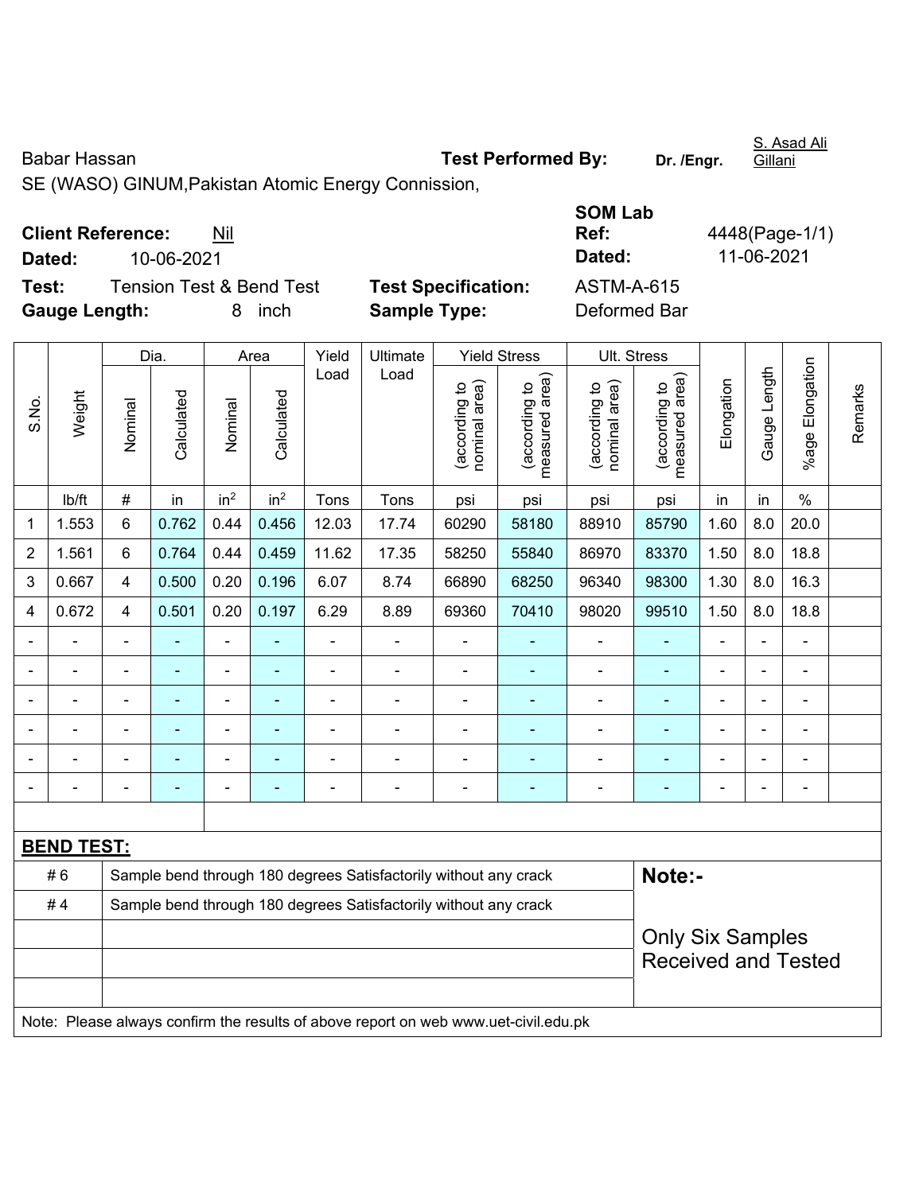Babar Hassan **Test Performed By:** **Dr. /Engr.** S. Asad Ali Gillani

SE (WASO) GINUM,Pakistan Atomic Energy Connission,

**Client Reference:** Nil **SOM Lab Ref:** 4448(Page-1/1)

**Dated:** 10-06-2021 **Dated:** 11-06-2021

**Test:** Tension Test & Bend Test **Test Specification:** ASTM-A-615

**Gauge Length:** 8 inch **Sample Type:** Deformed Bar

| S.No. | Weight | Dia. | | Area | | Yield Load | Ultimate Load | Yield Stress | | Ult. Stress | | Elongation | Gauge Length | %age Elongation | Remarks |
|---|---|---|---|---|---|---|---|---|---|---|---|---|---|---|---|
| | | Nominal | Calculated | Nominal | Calculated | | | (according to nominal area) | (according to measured area) | (according to nominal area) | (according to measured area) | | | | |
| | lb/ft | # | in | $in^2$ | $in^2$ | Tons | Tons | psi | psi | psi | psi | in | in | % | |
| 1 | 1.553 | 6 | 0.762 | 0.44 | 0.456 | 12.03 | 17.74 | 60290 | 58180 | 88910 | 85790 | 1.60 | 8.0 | 20.0 | |
| 2 | 1.561 | 6 | 0.764 | 0.44 | 0.459 | 11.62 | 17.35 | 58250 | 55840 | 86970 | 83370 | 1.50 | 8.0 | 18.8 | |
| 3 | 0.667 | 4 | 0.500 | 0.20 | 0.196 | 6.07 | 8.74 | 66890 | 68250 | 96340 | 98300 | 1.30 | 8.0 | 16.3 | |
| 4 | 0.672 | 4 | 0.501 | 0.20 | 0.197 | 6.29 | 8.89 | 69360 | 70410 | 98020 | 99510 | 1.50 | 8.0 | 18.8 | |
| - | - | - | - | - | - | - | - | - | - | - | - | - | - | - | |
| - | - | - | - | - | - | - | - | - | - | - | - | - | - | - | |
| - | - | - | - | - | - | - | - | - | - | - | - | - | - | - | |
| - | - | - | - | - | - | - | - | - | - | - | - | - | - | - | |
| - | - | - | - | - | - | - | - | - | - | - | - | - | - | - | |
| - | - | - | - | - | - | - | - | - | - | - | - | - | - | - | |

**BEND TEST:**

| | | |
|---|---|---|
| # 6 | Sample bend through 180 degrees Satisfactorily without any crack | **Note:-** |
| # 4 | Sample bend through 180 degrees Satisfactorily without any crack | Only Six Samples Received and Tested |

Note: Please always confirm the results of above report on web www.uet-civil.edu.pk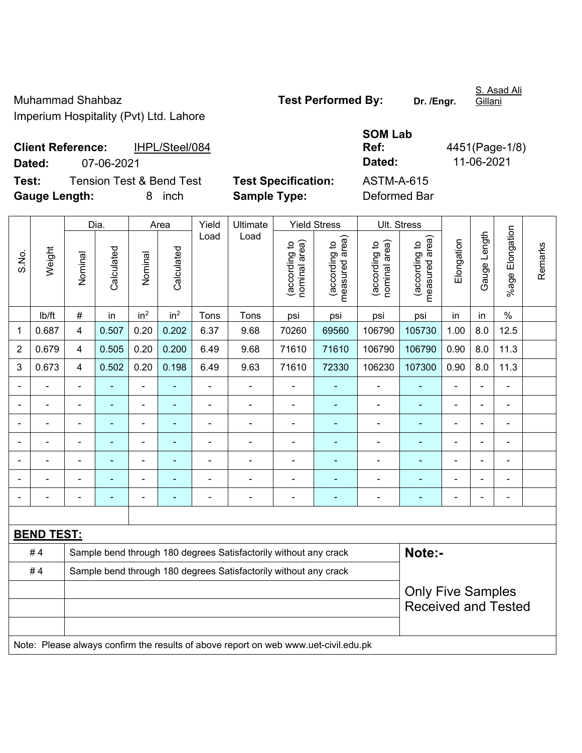Muhammad Shahbaz
Imperium Hospitality (Pvt) Ltd. Lahore

**Test Performed By:** **Dr. /Engr.** S. Asad Ali Gillani

**Client Reference:** IHPL/Steel/084

**Dated:** 07-06-2021

**SOM Lab Ref:** 4451(Page-1/8)

**Dated:** 11-06-2021

**Test:** Tension Test & Bend Test

**Test Specification:** ASTM-A-615

**Gauge Length:** 8 inch

**Sample Type:** Deformed Bar

| S.No. | Weight | Dia. | | Area | | Yield Load | Ultimate Load | Yield Stress | | Ult. Stress | | Elongation | Gauge Length | %age Elongation | Remarks |
|---|---|---|---|---|---|---|---|---|---|---|---|---|---|---|---|
| | | Nominal | Calculated | Nominal | Calculated | | | (according to nominal area) | (according to measured area) | (according to nominal area) | (according to measured area) | | | | |
| | lb/ft | # | in | in² | in² | Tons | Tons | psi | psi | psi | psi | in | in | % | |
| 1 | 0.687 | 4 | 0.507 | 0.20 | 0.202 | 6.37 | 9.68 | 70260 | 69560 | 106790 | 105730 | 1.00 | 8.0 | 12.5 | |
| 2 | 0.679 | 4 | 0.505 | 0.20 | 0.200 | 6.49 | 9.68 | 71610 | 71610 | 106790 | 106790 | 0.90 | 8.0 | 11.3 | |
| 3 | 0.673 | 4 | 0.502 | 0.20 | 0.198 | 6.49 | 9.63 | 71610 | 72330 | 106230 | 107300 | 0.90 | 8.0 | 11.3 | |
| - | - | - | - | - | - | - | - | - | - | - | - | - | - | - | |
| - | - | - | - | - | - | - | - | - | - | - | - | - | - | - | |
| - | - | - | - | - | - | - | - | - | - | - | - | - | - | - | |
| - | - | - | - | - | - | - | - | - | - | - | - | - | - | - | |
| - | - | - | - | - | - | - | - | - | - | - | - | - | - | - | |
| - | - | - | - | - | - | - | - | - | - | - | - | - | - | - | |
| - | - | - | - | - | - | - | - | - | - | - | - | - | - | - | |

**BEND TEST:**

| | | |
|---|---|---|
| # 4 | Sample bend through 180 degrees Satisfactorily without any crack | **Note:-** |
| # 4 | Sample bend through 180 degrees Satisfactorily without any crack | Only Five Samples Received and Tested |

Note: Please always confirm the results of above report on web www.uet-civil.edu.pk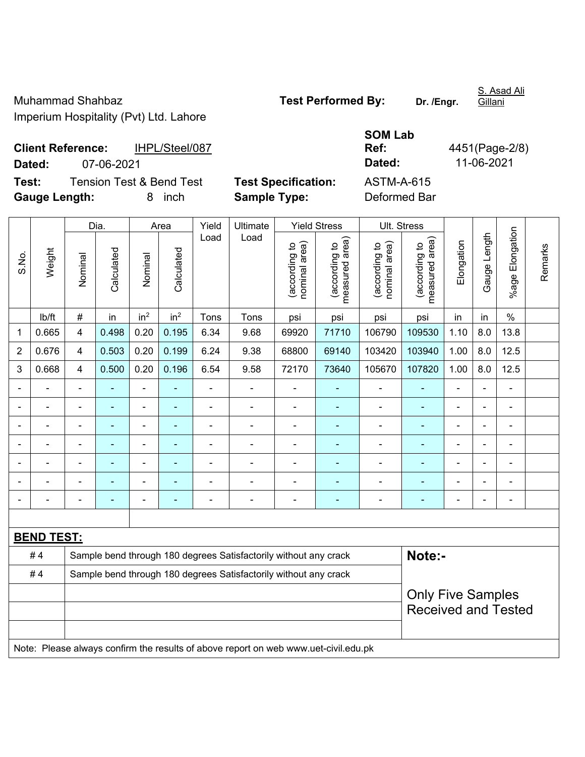Muhammad Shahbaz
Imperium Hospitality (Pvt) Ltd. Lahore

**Test Performed By:** **Dr. /Engr.** S. Asad Ali Gillani

**Client Reference:** IHPL/Steel/087
**Dated:** 07-06-2021

**SOM Lab Ref:** 4451(Page-2/8)
**Dated:** 11-06-2021

**Test:** Tension Test & Bend Test
**Gauge Length:** 8 inch

**Test Specification:** ASTM-A-615
**Sample Type:** Deformed Bar

| S.No. | Weight | Dia. | | Area | | Yield Load | Ultimate Load | Yield Stress | | Ult. Stress | | Elongation | Gauge Length | %age Elongation | Remarks |
|---|---|---|---|---|---|---|---|---|---|---|---|---|---|---|---|
| | | Nominal | Calculated | Nominal | Calculated | | | (according to nominal area) | (according to measured area) | (according to nominal area) | (according to measured area) | | | | |
| | lb/ft | # | in | in$^2$ | in$^2$ | Tons | Tons | psi | psi | psi | psi | in | in | % | |
| 1 | 0.665 | 4 | 0.498 | 0.20 | 0.195 | 6.34 | 9.68 | 69920 | 71710 | 106790 | 109530 | 1.10 | 8.0 | 13.8 | |
| 2 | 0.676 | 4 | 0.503 | 0.20 | 0.199 | 6.24 | 9.38 | 68800 | 69140 | 103420 | 103940 | 1.00 | 8.0 | 12.5 | |
| 3 | 0.668 | 4 | 0.500 | 0.20 | 0.196 | 6.54 | 9.58 | 72170 | 73640 | 105670 | 107820 | 1.00 | 8.0 | 12.5 | |
| - | - | - | - | - | - | - | - | - | - | - | - | - | - | - | |
| - | - | - | - | - | - | - | - | - | - | - | - | - | - | - | |
| - | - | - | - | - | - | - | - | - | - | - | - | - | - | - | |
| - | - | - | - | - | - | - | - | - | - | - | - | - | - | - | |
| - | - | - | - | - | - | - | - | - | - | - | - | - | - | - | |
| - | - | - | - | - | - | - | - | - | - | - | - | - | - | - | |
| - | - | - | - | - | - | - | - | - | - | - | - | - | - | - | |

**BEND TEST:**

| | | |
|---|---|---|
| # 4 | Sample bend through 180 degrees Satisfactorily without any crack | **Note:-** |
| # 4 | Sample bend through 180 degrees Satisfactorily without any crack | Only Five Samples Received and Tested |

Note: Please always confirm the results of above report on web www.uet-civil.edu.pk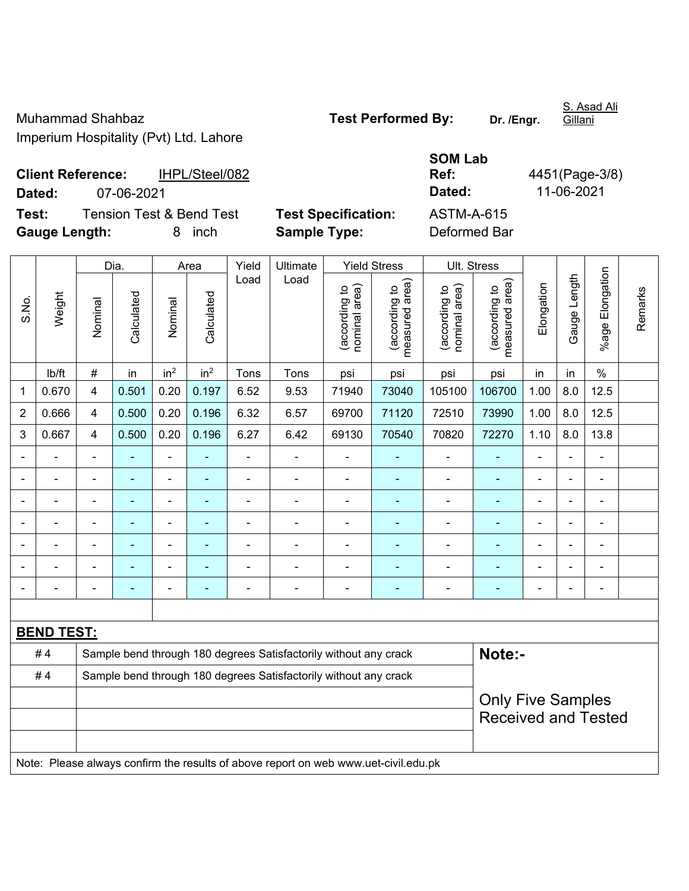Muhammad Shahbaz
Imperium Hospitality (Pvt) Ltd. Lahore

**Test Performed By:** **Dr. /Engr.** S. Asad Ali Gillani

**Client Reference:** IHPL/Steel/082
**Dated:** 07-06-2021

**SOM Lab Ref:** 4451(Page-3/8)
**Dated:** 11-06-2021

**Test:** Tension Test & Bend Test
**Gauge Length:** 8 inch

**Test Specification:** ASTM-A-615
**Sample Type:** Deformed Bar

| S.No. | Weight | Dia. | | Area | | Yield Load | Ultimate Load | Yield Stress | | Ult. Stress | | Elongation | Gauge Length | %age Elongation | Remarks |
|---|---|---|---|---|---|---|---|---|---|---|---|---|---|---|---|
| | | Nominal | Calculated | Nominal | Calculated | | | (according to nominal area) | (according to measured area) | (according to nominal area) | (according to measured area) | | | | |
| | lb/ft | # | in | $in^2$ | $in^2$ | Tons | Tons | psi | psi | psi | psi | in | in | % | |
| 1 | 0.670 | 4 | 0.501 | 0.20 | 0.197 | 6.52 | 9.53 | 71940 | 73040 | 105100 | 106700 | 1.00 | 8.0 | 12.5 | |
| 2 | 0.666 | 4 | 0.500 | 0.20 | 0.196 | 6.32 | 6.57 | 69700 | 71120 | 72510 | 73990 | 1.00 | 8.0 | 12.5 | |
| 3 | 0.667 | 4 | 0.500 | 0.20 | 0.196 | 6.27 | 6.42 | 69130 | 70540 | 70820 | 72270 | 1.10 | 8.0 | 13.8 | |
| - | - | - | - | - | - | - | - | - | - | - | - | - | - | - | |
| - | - | - | - | - | - | - | - | - | - | - | - | - | - | - | |
| - | - | - | - | - | - | - | - | - | - | - | - | - | - | - | |
| - | - | - | - | - | - | - | - | - | - | - | - | - | - | - | |
| - | - | - | - | - | - | - | - | - | - | - | - | - | - | - | |
| - | - | - | - | - | - | - | - | - | - | - | - | - | - | - | |
| - | - | - | - | - | - | - | - | - | - | - | - | - | - | - | |

**BEND TEST:**

| | | |
|---|---|---|
| # 4 | Sample bend through 180 degrees Satisfactorily without any crack | **Note:-** |
| # 4 | Sample bend through 180 degrees Satisfactorily without any crack | Only Five Samples Received and Tested |
| | | |
| | | |
| | | |

Note: Please always confirm the results of above report on web www.uet-civil.edu.pk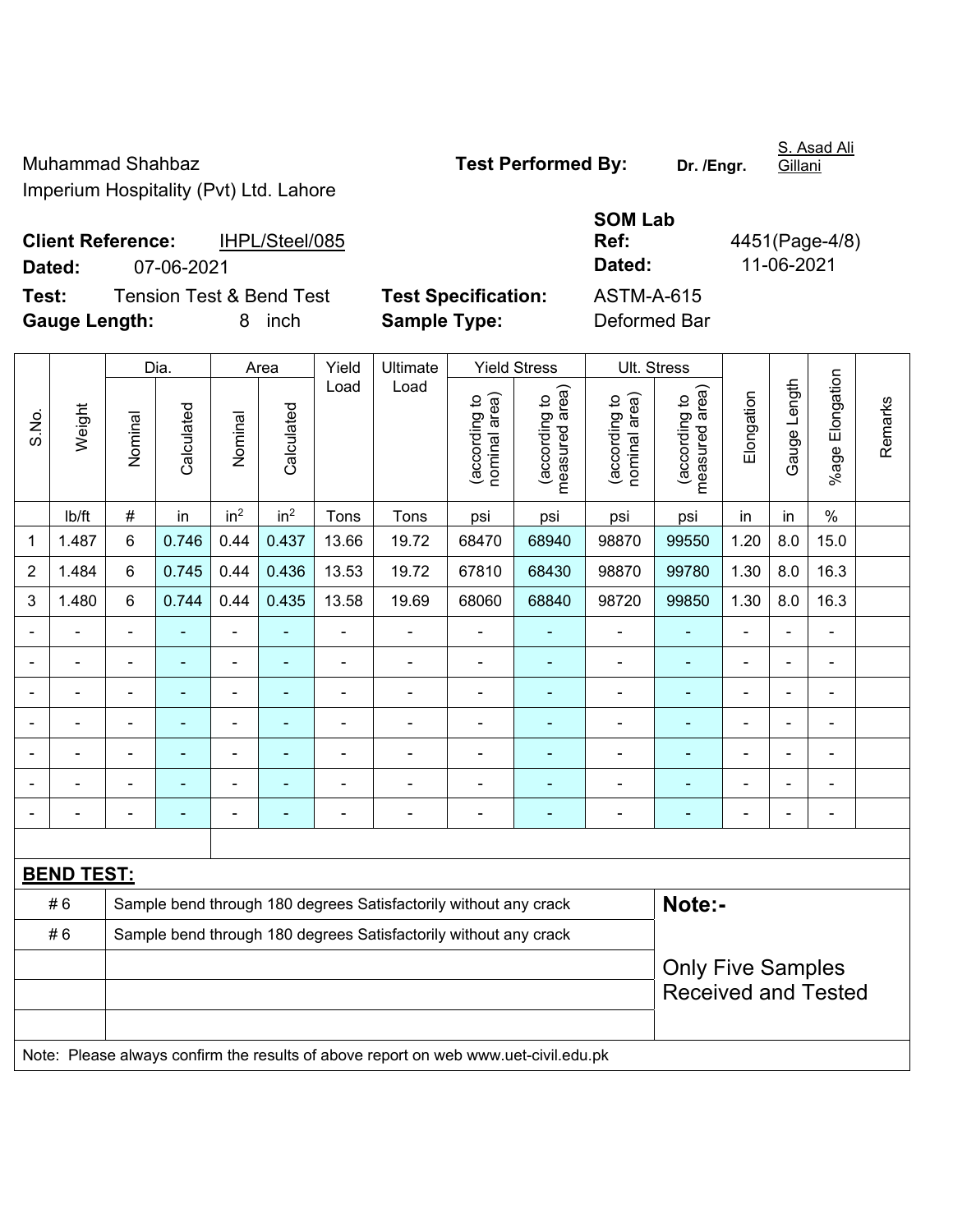Muhammad Shahbaz
Imperium Hospitality (Pvt) Ltd. Lahore

**Test Performed By:** **Dr. /Engr.** S. Asad Ali Gillani

**Client Reference:** IHPL/Steel/085
**Dated:** 07-06-2021

**SOM Lab Ref:** 4451(Page-4/8)
**Dated:** 11-06-2021

**Test:** Tension Test & Bend Test
**Gauge Length:** 8 inch

**Test Specification:** ASTM-A-615
**Sample Type:** Deformed Bar

| S.No. | Weight | Dia. | | Area | | Yield Load | Ultimate Load | Yield Stress | | Ult. Stress | | Elongation | Gauge Length | %age Elongation | Remarks |
|---|---|---|---|---|---|---|---|---|---|---|---|---|---|---|---|
| | | Nominal | Calculated | Nominal | Calculated | | | (according to nominal area) | (according to measured area) | (according to nominal area) | (according to measured area) | | | | |
| | lb/ft | # | in | $in^2$ | $in^2$ | Tons | Tons | psi | psi | psi | psi | in | in | % | |
| 1 | 1.487 | 6 | 0.746 | 0.44 | 0.437 | 13.66 | 19.72 | 68470 | 68940 | 98870 | 99550 | 1.20 | 8.0 | 15.0 | |
| 2 | 1.484 | 6 | 0.745 | 0.44 | 0.436 | 13.53 | 19.72 | 67810 | 68430 | 98870 | 99780 | 1.30 | 8.0 | 16.3 | |
| 3 | 1.480 | 6 | 0.744 | 0.44 | 0.435 | 13.58 | 19.69 | 68060 | 68840 | 98720 | 99850 | 1.30 | 8.0 | 16.3 | |
| - | - | - | - | - | - | - | - | - | - | - | - | - | - | - | |
| - | - | - | - | - | - | - | - | - | - | - | - | - | - | - | |
| - | - | - | - | - | - | - | - | - | - | - | - | - | - | - | |
| - | - | - | - | - | - | - | - | - | - | - | - | - | - | - | |
| - | - | - | - | - | - | - | - | - | - | - | - | - | - | - | |
| - | - | - | - | - | - | - | - | - | - | - | - | - | - | - | |
| - | - | - | - | - | - | - | - | - | - | - | - | - | - | - | |

**BEND TEST:**

| | | |
|---|---|---|
| # 6 | Sample bend through 180 degrees Satisfactorily without any crack | **Note:-** |
| # 6 | Sample bend through 180 degrees Satisfactorily without any crack | Only Five Samples Received and Tested |

Note: Please always confirm the results of above report on web www.uet-civil.edu.pk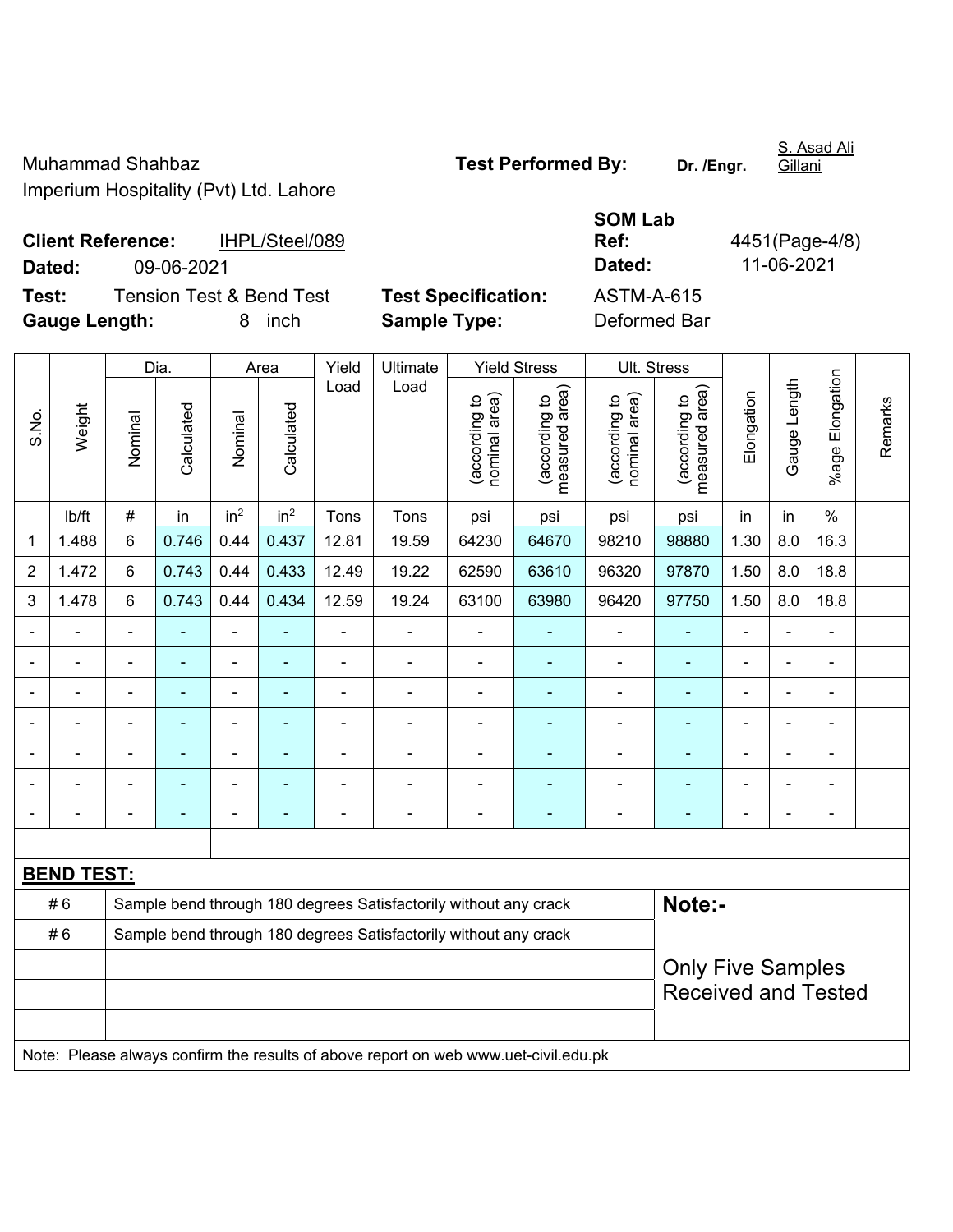Muhammad Shahbaz
Imperium Hospitality (Pvt) Ltd. Lahore

**Test Performed By:** **Dr. /Engr.** S. Asad Ali Gillani

**Client Reference:** IHPL/Steel/089
**Dated:** 09-06-2021

**SOM Lab Ref:** 4451(Page-4/8)
**Dated:** 11-06-2021

**Test:** Tension Test & Bend Test
**Gauge Length:** 8 inch

**Test Specification:** ASTM-A-615
**Sample Type:** Deformed Bar

| S.No. | Weight | Dia. | | Area | | Yield Load | Ultimate Load | Yield Stress | | Ult. Stress | | Elongation | Gauge Length | %age Elongation | Remarks |
|---|---|---|---|---|---|---|---|---|---|---|---|---|---|---|---|
| | | Nominal | Calculated | Nominal | Calculated | | | (according to nominal area) | (according to measured area) | (according to nominal area) | (according to measured area) | | | | |
| | lb/ft | # | in | $in^2$ | $in^2$ | Tons | Tons | psi | psi | psi | psi | in | in | % | |
| 1 | 1.488 | 6 | 0.746 | 0.44 | 0.437 | 12.81 | 19.59 | 64230 | 64670 | 98210 | 98880 | 1.30 | 8.0 | 16.3 | |
| 2 | 1.472 | 6 | 0.743 | 0.44 | 0.433 | 12.49 | 19.22 | 62590 | 63610 | 96320 | 97870 | 1.50 | 8.0 | 18.8 | |
| 3 | 1.478 | 6 | 0.743 | 0.44 | 0.434 | 12.59 | 19.24 | 63100 | 63980 | 96420 | 97750 | 1.50 | 8.0 | 18.8 | |
| - | - | - | - | - | - | - | - | - | - | - | - | - | - | - | |
| - | - | - | - | - | - | - | - | - | - | - | - | - | - | - | |
| - | - | - | - | - | - | - | - | - | - | - | - | - | - | - | |
| - | - | - | - | - | - | - | - | - | - | - | - | - | - | - | |
| - | - | - | - | - | - | - | - | - | - | - | - | - | - | - | |
| - | - | - | - | - | - | - | - | - | - | - | - | - | - | - | |
| - | - | - | - | - | - | - | - | - | - | - | - | - | - | - | |

**BEND TEST:**

| | | |
|---|---|---|
| # 6 | Sample bend through 180 degrees Satisfactorily without any crack | **Note:-** |
| # 6 | Sample bend through 180 degrees Satisfactorily without any crack | Only Five Samples Received and Tested |

Note: Please always confirm the results of above report on web www.uet-civil.edu.pk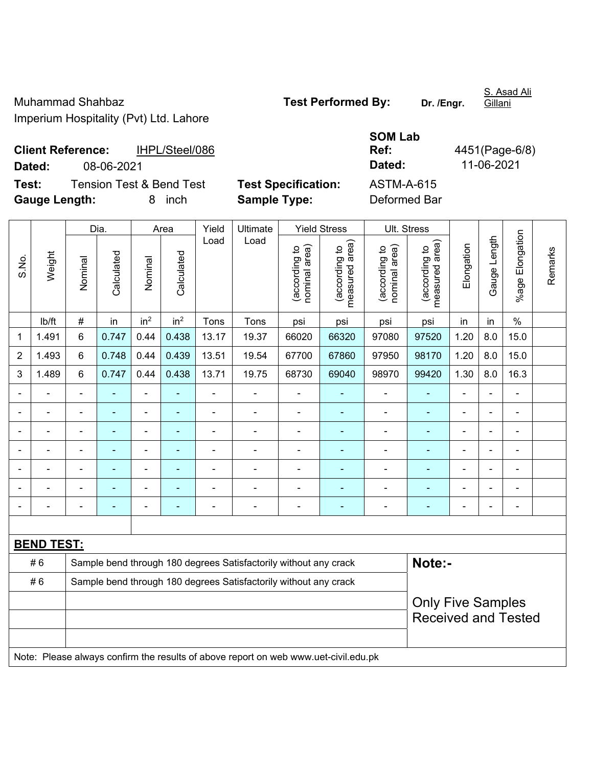Muhammad Shahbaz
Imperium Hospitality (Pvt) Ltd. Lahore

**Test Performed By:** Dr. /Engr. S. Asad Ali Gillani

**Client Reference:** IHPL/Steel/086
**Dated:** 08-06-2021

**SOM Lab Ref:** 4451(Page-6/8)
**Dated:** 11-06-2021

**Test:** Tension Test & Bend Test
**Gauge Length:** 8 inch

**Test Specification:** ASTM-A-615
**Sample Type:** Deformed Bar

| S.No. | Weight | Dia. | | Area | | Yield Load | Ultimate Load | Yield Stress | | Ult. Stress | | Elongation | Gauge Length | %age Elongation | Remarks |
|---|---|---|---|---|---|---|---|---|---|---|---|---|---|---|---|
| | | Nominal | Calculated | Nominal | Calculated | | | (according to nominal area) | (according to measured area) | (according to nominal area) | (according to measured area) | | | | |
| | lb/ft | # | in | $in^2$ | $in^2$ | Tons | Tons | psi | psi | psi | psi | in | in | % | |
| 1 | 1.491 | 6 | 0.747 | 0.44 | 0.438 | 13.17 | 19.37 | 66020 | 66320 | 97080 | 97520 | 1.20 | 8.0 | 15.0 | |
| 2 | 1.493 | 6 | 0.748 | 0.44 | 0.439 | 13.51 | 19.54 | 67700 | 67860 | 97950 | 98170 | 1.20 | 8.0 | 15.0 | |
| 3 | 1.489 | 6 | 0.747 | 0.44 | 0.438 | 13.71 | 19.75 | 68730 | 69040 | 98970 | 99420 | 1.30 | 8.0 | 16.3 | |
| - | - | - | - | - | - | - | - | - | - | - | - | - | - | - | |
| - | - | - | - | - | - | - | - | - | - | - | - | - | - | - | |
| - | - | - | - | - | - | - | - | - | - | - | - | - | - | - | |
| - | - | - | - | - | - | - | - | - | - | - | - | - | - | - | |
| - | - | - | - | - | - | - | - | - | - | - | - | - | - | - | |
| - | - | - | - | - | - | - | - | - | - | - | - | - | - | - | |
| - | - | - | - | - | - | - | - | - | - | - | - | - | - | - | |

**BEND TEST:**

| | |
|---|---|
| # 6 | Sample bend through 180 degrees Satisfactorily without any crack |
| # 6 | Sample bend through 180 degrees Satisfactorily without any crack |

**Note:-**

Only Five Samples Received and Tested

Note: Please always confirm the results of above report on web www.uet-civil.edu.pk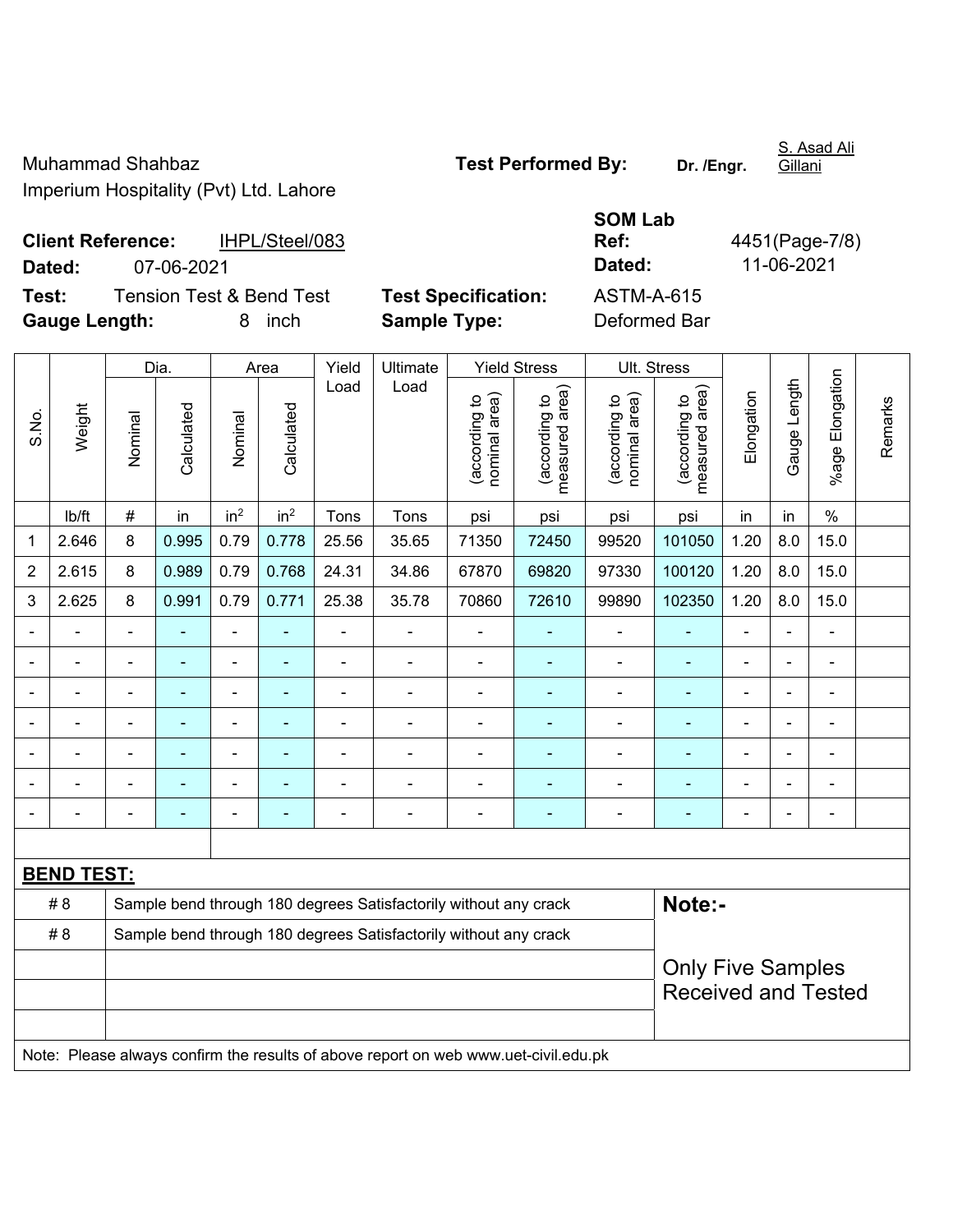Muhammad Shahbaz
Imperium Hospitality (Pvt) Ltd. Lahore

**Test Performed By:** **Dr. /Engr.** S. Asad Ali Gillani

**Client Reference:** IHPL/Steel/083

**Dated:** 07-06-2021

**SOM Lab Ref:** 4451(Page-7/8)

**Dated:** 11-06-2021

**Test:** Tension Test & Bend Test

**Test Specification:** ASTM-A-615

**Gauge Length:** 8 inch

**Sample Type:** Deformed Bar

| S.No. | Weight | Dia. | | Area | | Yield Load | Ultimate Load | Yield Stress | | Ult. Stress | | Elongation | Gauge Length | %age Elongation | Remarks |
|---|---|---|---|---|---|---|---|---|---|---|---|---|---|---|---|
| | | Nominal | Calculated | Nominal | Calculated | | | (according to nominal area) | (according to measured area) | (according to nominal area) | (according to measured area) | | | | |
| | lb/ft | # | in | $in^2$ | $in^2$ | Tons | Tons | psi | psi | psi | psi | in | in | % | |
| 1 | 2.646 | 8 | 0.995 | 0.79 | 0.778 | 25.56 | 35.65 | 71350 | 72450 | 99520 | 101050 | 1.20 | 8.0 | 15.0 | |
| 2 | 2.615 | 8 | 0.989 | 0.79 | 0.768 | 24.31 | 34.86 | 67870 | 69820 | 97330 | 100120 | 1.20 | 8.0 | 15.0 | |
| 3 | 2.625 | 8 | 0.991 | 0.79 | 0.771 | 25.38 | 35.78 | 70860 | 72610 | 99890 | 102350 | 1.20 | 8.0 | 15.0 | |
| - | - | - | - | - | - | - | - | - | - | - | - | - | - | - | |
| - | - | - | - | - | - | - | - | - | - | - | - | - | - | - | |
| - | - | - | - | - | - | - | - | - | - | - | - | - | - | - | |
| - | - | - | - | - | - | - | - | - | - | - | - | - | - | - | |
| - | - | - | - | - | - | - | - | - | - | - | - | - | - | - | |
| - | - | - | - | - | - | - | - | - | - | - | - | - | - | - | |
| - | - | - | - | - | - | - | - | - | - | - | - | - | - | - | |

**BEND TEST:**

| | | |
|---|---|---|
| # 8 | Sample bend through 180 degrees Satisfactorily without any crack | **Note:-** |
| # 8 | Sample bend through 180 degrees Satisfactorily without any crack | Only Five Samples Received and Tested |

Note: Please always confirm the results of above report on web www.uet-civil.edu.pk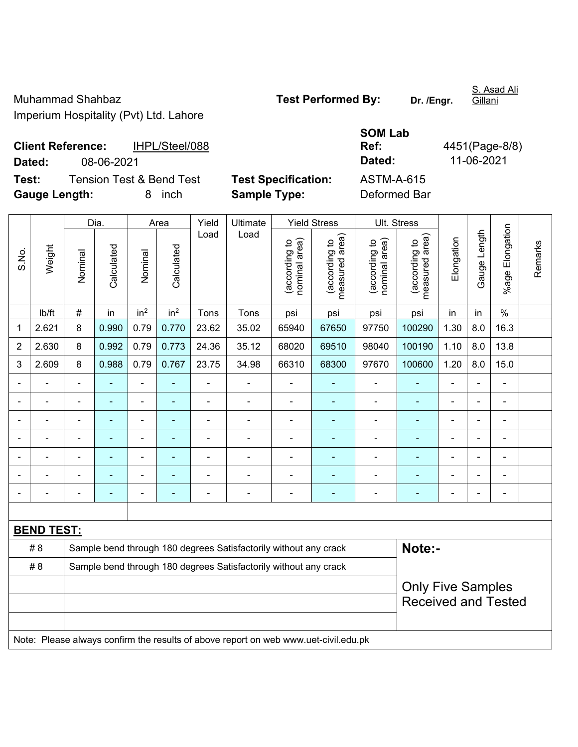Muhammad Shahbaz
Imperium Hospitality (Pvt) Ltd. Lahore

**Test Performed By:** **Dr. /Engr.** S. Asad Ali Gillani

**Client Reference:** IHPL/Steel/088
**Dated:** 08-06-2021

**SOM Lab Ref:** 4451(Page-8/8)
**Dated:** 11-06-2021

**Test:** Tension Test & Bend Test
**Gauge Length:** 8 inch

**Test Specification:** ASTM-A-615
**Sample Type:** Deformed Bar

| S.No. | Weight | Dia. | | Area | | Yield Load | Ultimate Load | Yield Stress | | Ult. Stress | | Elongation | Gauge Length | %age Elongation | Remarks |
|---|---|---|---|---|---|---|---|---|---|---|---|---|---|---|---|
| | | Nominal | Calculated | Nominal | Calculated | | | (according to nominal area) | (according to measured area) | (according to nominal area) | (according to measured area) | | | | |
| | lb/ft | # | in | $in^2$ | $in^2$ | Tons | Tons | psi | psi | psi | psi | in | in | % | |
| 1 | 2.621 | 8 | 0.990 | 0.79 | 0.770 | 23.62 | 35.02 | 65940 | 67650 | 97750 | 100290 | 1.30 | 8.0 | 16.3 | |
| 2 | 2.630 | 8 | 0.992 | 0.79 | 0.773 | 24.36 | 35.12 | 68020 | 69510 | 98040 | 100190 | 1.10 | 8.0 | 13.8 | |
| 3 | 2.609 | 8 | 0.988 | 0.79 | 0.767 | 23.75 | 34.98 | 66310 | 68300 | 97670 | 100600 | 1.20 | 8.0 | 15.0 | |
| - | - | - | - | - | - | - | - | - | - | - | - | - | - | - | |
| - | - | - | - | - | - | - | - | - | - | - | - | - | - | - | |
| - | - | - | - | - | - | - | - | - | - | - | - | - | - | - | |
| - | - | - | - | - | - | - | - | - | - | - | - | - | - | - | |
| - | - | - | - | - | - | - | - | - | - | - | - | - | - | - | |
| - | - | - | - | - | - | - | - | - | - | - | - | - | - | - | |
| - | - | - | - | - | - | - | - | - | - | - | - | - | - | - | |

**BEND TEST:**

| | | |
|---|---|---|
| # 8 | Sample bend through 180 degrees Satisfactorily without any crack | **Note:-** |
| # 8 | Sample bend through 180 degrees Satisfactorily without any crack | Only Five Samples Received and Tested |

Note: Please always confirm the results of above report on web www.uet-civil.edu.pk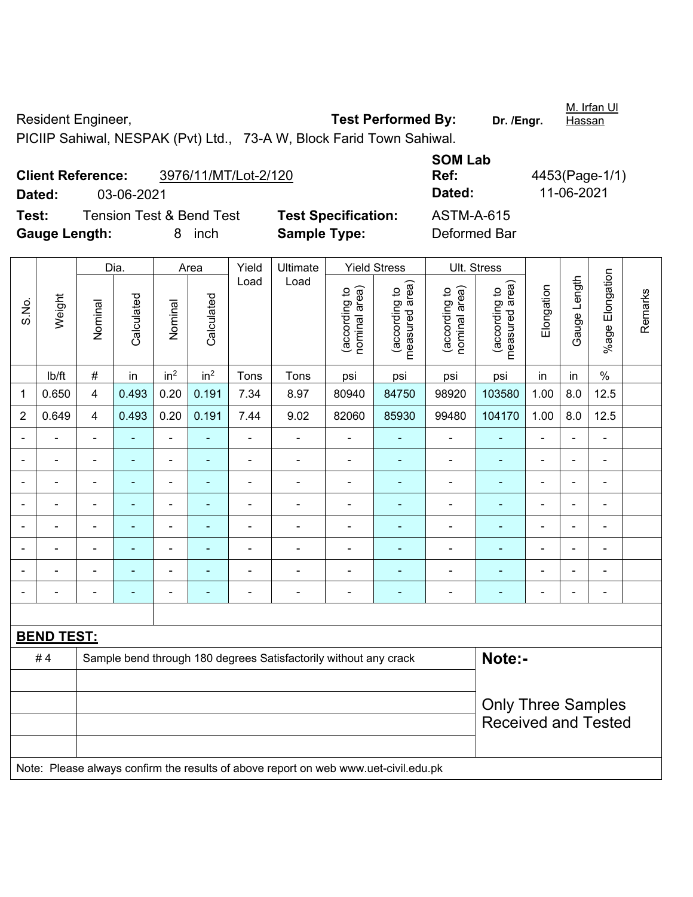Resident Engineer, **Test Performed By:** **Dr. /Engr.** M. Irfan Ul Hassan

PICIIP Sahiwal, NESPAK (Pvt) Ltd., 73-A W, Block Farid Town Sahiwal.

**Client Reference:** 3976/11/MT/Lot-2/120 **SOM Lab Ref:** 4453(Page-1/1)

**Dated:** 03-06-2021 **Dated:** 11-06-2021

**Test:** Tension Test & Bend Test **Test Specification:** ASTM-A-615

**Gauge Length:** 8 inch **Sample Type:** Deformed Bar

| S.No. | Weight | Dia. | | Area | | Yield Load | Ultimate Load | Yield Stress | | Ult. Stress | | Elongation | Gauge Length | %age Elongation | Remarks |
|---|---|---|---|---|---|---|---|---|---|---|---|---|---|---|---|
| | | Nominal | Calculated | Nominal | Calculated | | | (according to nominal area) | (according to measured area) | (according to nominal area) | (according to measured area) | | | | |
| | lb/ft | # | in | in$^2$ | in$^2$ | Tons | Tons | psi | psi | psi | psi | in | in | % | |
| 1 | 0.650 | 4 | 0.493 | 0.20 | 0.191 | 7.34 | 8.97 | 80940 | 84750 | 98920 | 103580 | 1.00 | 8.0 | 12.5 | |
| 2 | 0.649 | 4 | 0.493 | 0.20 | 0.191 | 7.44 | 9.02 | 82060 | 85930 | 99480 | 104170 | 1.00 | 8.0 | 12.5 | |
| - | - | - | - | - | - | - | - | - | - | - | - | - | - | - | |
| - | - | - | - | - | - | - | - | - | - | - | - | - | - | - | |
| - | - | - | - | - | - | - | - | - | - | - | - | - | - | - | |
| - | - | - | - | - | - | - | - | - | - | - | - | - | - | - | |
| - | - | - | - | - | - | - | - | - | - | - | - | - | - | - | |
| - | - | - | - | - | - | - | - | - | - | - | - | - | - | - | |
| - | - | - | - | - | - | - | - | - | - | - | - | - | - | - | |
| - | - | - | - | - | - | - | - | - | - | - | - | - | - | - | |

**BEND TEST:**

| # 4 | Sample bend through 180 degrees Satisfactorily without any crack |
|---|---|

**Note:-**

Only Three Samples Received and Tested

Note: Please always confirm the results of above report on web www.uet-civil.edu.pk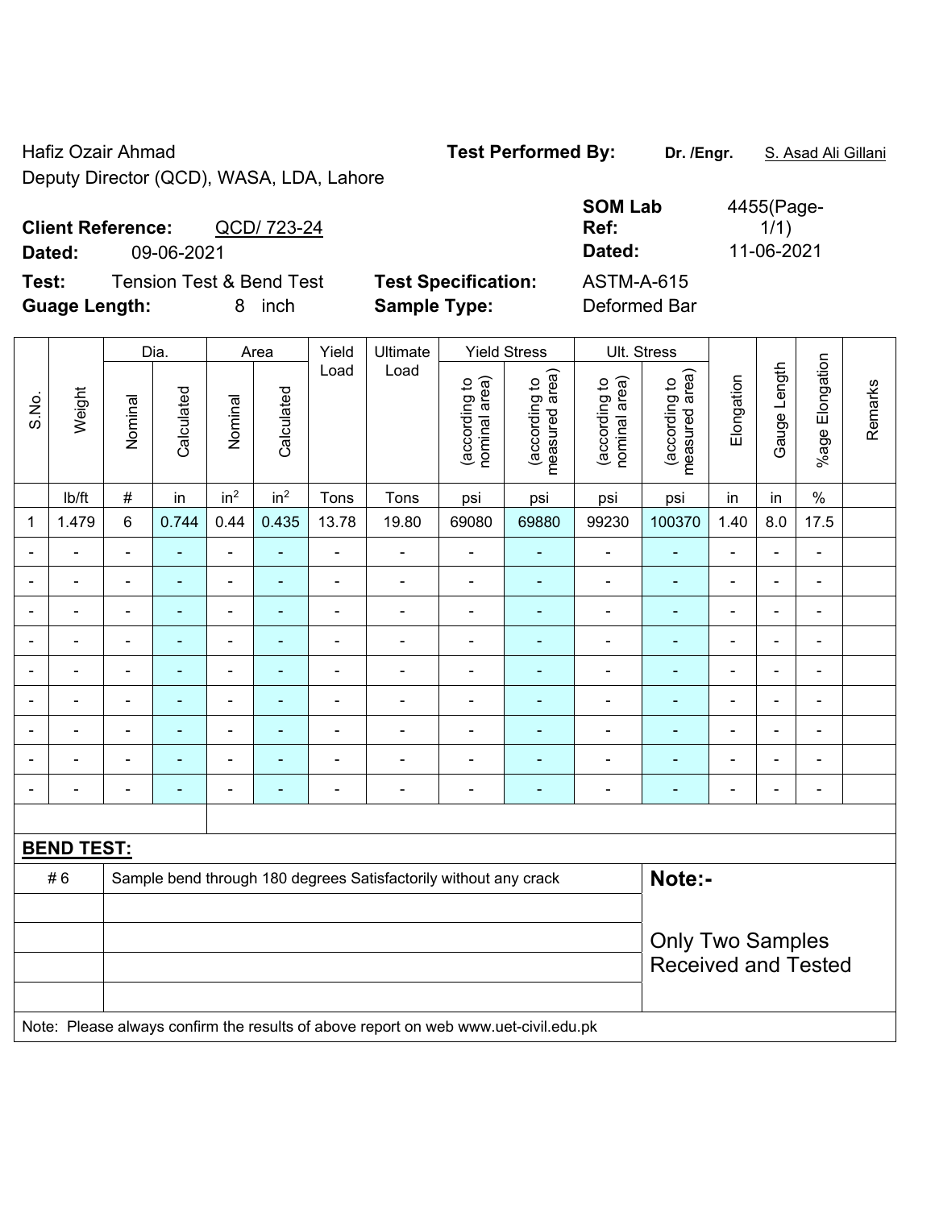Hafiz Ozair Ahmad
Deputy Director (QCD), WASA, LDA, Lahore

**Test Performed By:** **Dr. /Engr.** S. Asad Ali Gillani

**Client Reference:** QCD/ 723-24
**Dated:** 09-06-2021

**SOM Lab Ref:** 4455(Page-1/1)
**Dated:** 11-06-2021

**Test:** Tension Test & Bend Test
**Guage Length:** 8 inch

**Test Specification:** ASTM-A-615
**Sample Type:** Deformed Bar

| S.No. | Weight | Dia. | | Area | | Yield Load | Ultimate Load | Yield Stress | | Ult. Stress | | Elongation | Gauge Length | %age Elongation | Remarks |
|---|---|---|---|---|---|---|---|---|---|---|---|---|---|---|---|
| | | Nominal | Calculated | Nominal | Calculated | | | (according to nominal area) | (according to measured area) | (according to nominal area) | (according to measured area) | | | | |
| | lb/ft | # | in | $in^2$ | $in^2$ | Tons | Tons | psi | psi | psi | psi | in | in | % | |
| 1 | 1.479 | 6 | 0.744 | 0.44 | 0.435 | 13.78 | 19.80 | 69080 | 69880 | 99230 | 100370 | 1.40 | 8.0 | 17.5 | |
| - | - | - | - | - | - | - | - | - | - | - | - | - | - | - | |
| - | - | - | - | - | - | - | - | - | - | - | - | - | - | - | |
| - | - | - | - | - | - | - | - | - | - | - | - | - | - | - | |
| - | - | - | - | - | - | - | - | - | - | - | - | - | - | - | |
| - | - | - | - | - | - | - | - | - | - | - | - | - | - | - | |
| - | - | - | - | - | - | - | - | - | - | - | - | - | - | - | |
| - | - | - | - | - | - | - | - | - | - | - | - | - | - | - | |
| - | - | - | - | - | - | - | - | - | - | - | - | - | - | - | |
| - | - | - | - | - | - | - | - | - | - | - | - | - | - | - | |

**BEND TEST:**

| # 6 | Sample bend through 180 degrees Satisfactorily without any crack |
|---|---|

**Note:-**

Only Two Samples Received and Tested

Note: Please always confirm the results of above report on web www.uet-civil.edu.pk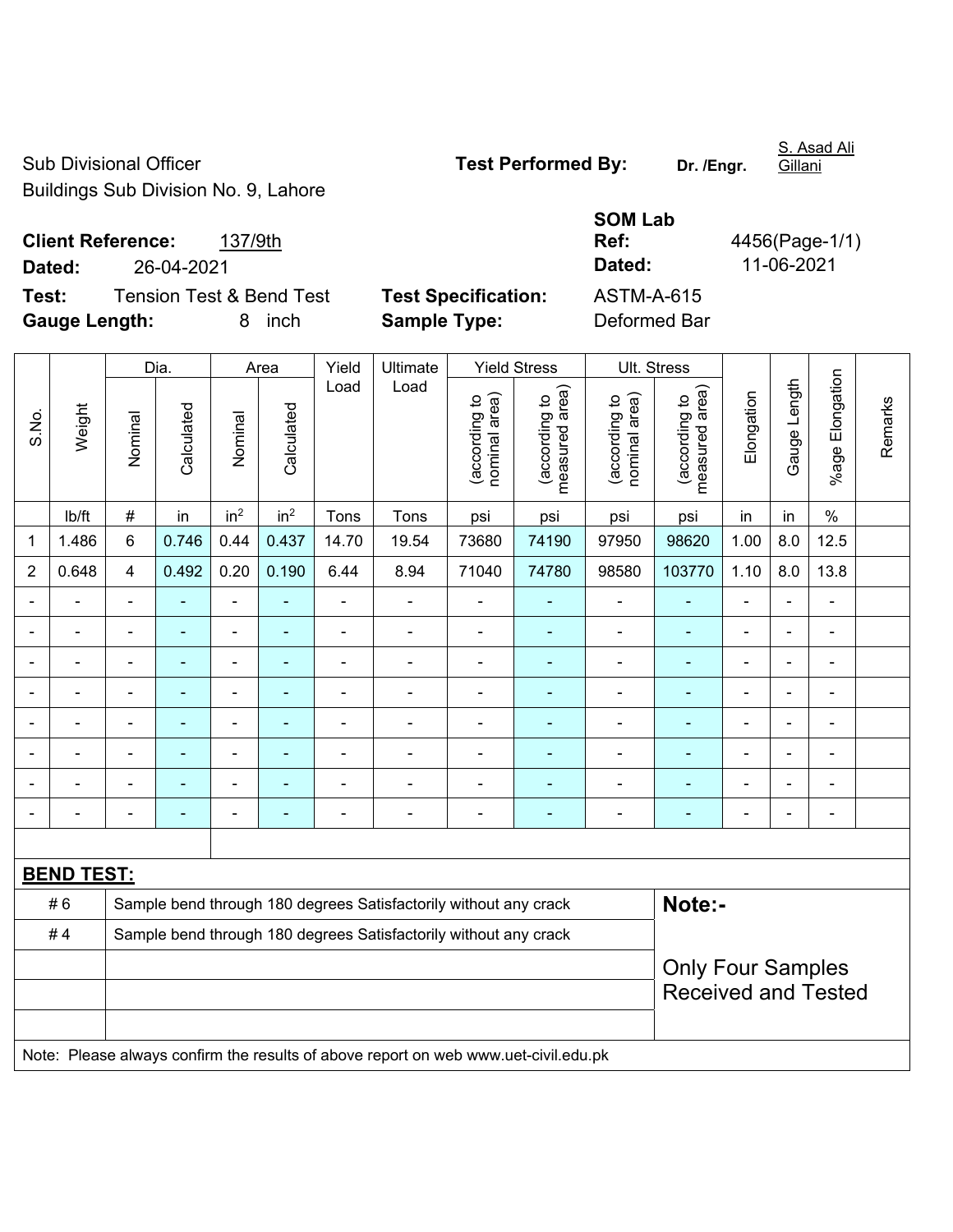Sub Divisional Officer
Buildings Sub Division No. 9, Lahore

**Test Performed By:** **Dr. /Engr.** S. Asad Ali Gillani

**Client Reference:** 137/9th
**Dated:** 26-04-2021

**SOM Lab Ref:** 4456(Page-1/1)
**Dated:** 11-06-2021

**Test:** Tension Test & Bend Test
**Gauge Length:** 8 inch

**Test Specification:** ASTM-A-615
**Sample Type:** Deformed Bar

| S.No. | Weight | Dia. | | Area | | Yield Load | Ultimate Load | Yield Stress | | Ult. Stress | | Elongation | Gauge Length | %age Elongation | Remarks |
|---|---|---|---|---|---|---|---|---|---|---|---|---|---|---|---|
| | | Nominal | Calculated | Nominal | Calculated | | | (according to nominal area) | (according to measured area) | (according to nominal area) | (according to measured area) | | | | |
| | lb/ft | # | in | $in^2$ | $in^2$ | Tons | Tons | psi | psi | psi | psi | in | in | % | |
| 1 | 1.486 | 6 | 0.746 | 0.44 | 0.437 | 14.70 | 19.54 | 73680 | 74190 | 97950 | 98620 | 1.00 | 8.0 | 12.5 | |
| 2 | 0.648 | 4 | 0.492 | 0.20 | 0.190 | 6.44 | 8.94 | 71040 | 74780 | 98580 | 103770 | 1.10 | 8.0 | 13.8 | |
| - | - | - | - | - | - | - | - | - | - | - | - | - | - | - | |
| - | - | - | - | - | - | - | - | - | - | - | - | - | - | - | |
| - | - | - | - | - | - | - | - | - | - | - | - | - | - | - | |
| - | - | - | - | - | - | - | - | - | - | - | - | - | - | - | |
| - | - | - | - | - | - | - | - | - | - | - | - | - | - | - | |
| - | - | - | - | - | - | - | - | - | - | - | - | - | - | - | |
| - | - | - | - | - | - | - | - | - | - | - | - | - | - | - | |
| - | - | - | - | - | - | - | - | - | - | - | - | - | - | - | |

**BEND TEST:**

| | | |
|---|---|---|
| # 6 | Sample bend through 180 degrees Satisfactorily without any crack | **Note:-** |
| # 4 | Sample bend through 180 degrees Satisfactorily without any crack | Only Four Samples Received and Tested |

Note: Please always confirm the results of above report on web www.uet-civil.edu.pk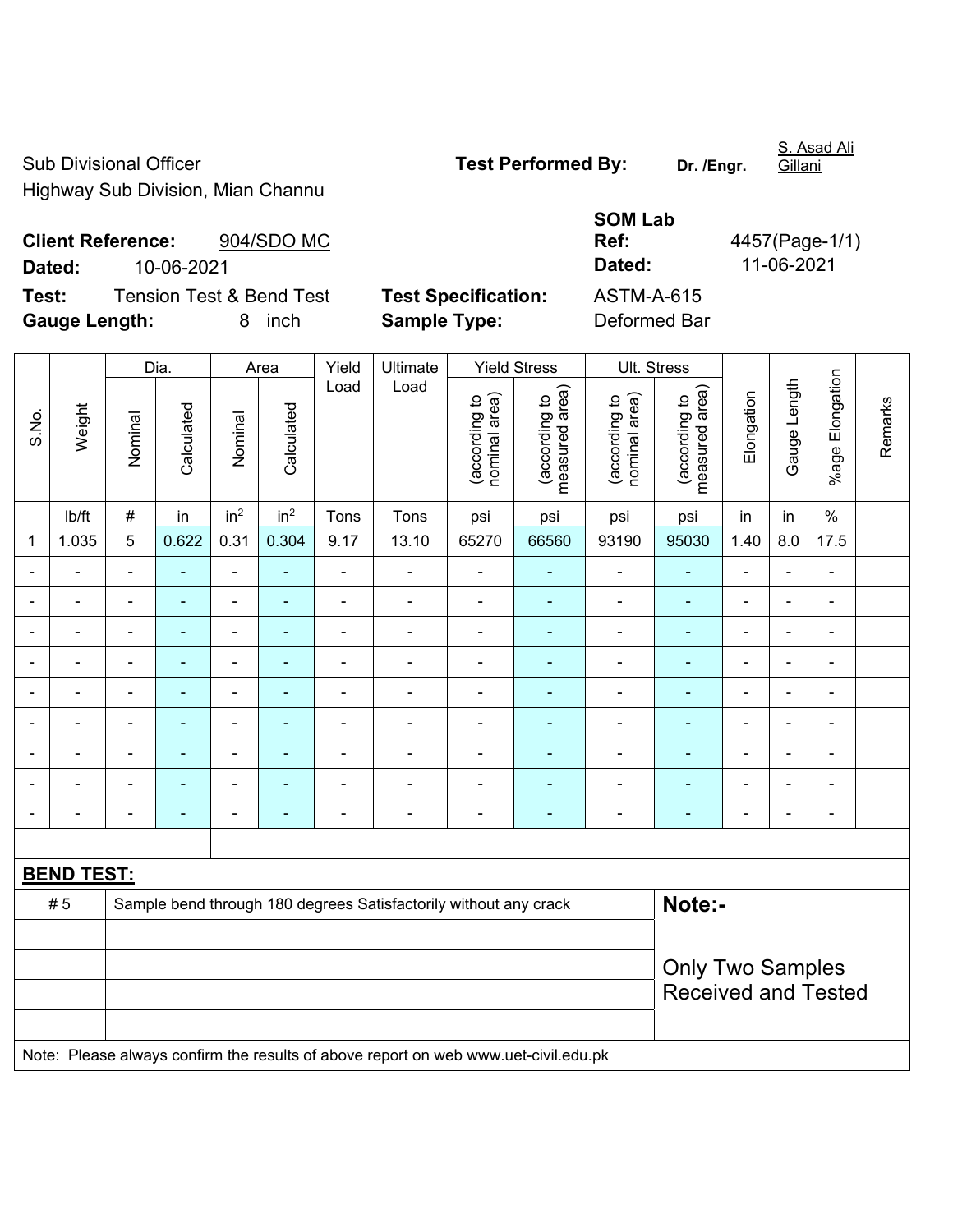Sub Divisional Officer
Highway Sub Division, Mian Channu

**Test Performed By:** Dr. /Engr. S. Asad Ali Gillani

**Client Reference:** 904/SDO MC
**Dated:** 10-06-2021

**SOM Lab Ref:** 4457(Page-1/1)
**Dated:** 11-06-2021

**Test:** Tension Test & Bend Test
**Test Specification:** ASTM-A-615

**Gauge Length:** 8 inch
**Sample Type:** Deformed Bar

| S.No. | Weight | Dia. | | Area | | Yield Load | Ultimate Load | Yield Stress | | Ult. Stress | | Elongation | Gauge Length | %age Elongation | Remarks |
|---|---|---|---|---|---|---|---|---|---|---|---|---|---|---|---|
| | | Nominal | Calculated | Nominal | Calculated | | | (according to nominal area) | (according to measured area) | (according to nominal area) | (according to measured area) | | | | |
| | lb/ft | # | in | in$^2$ | in$^2$ | Tons | Tons | psi | psi | psi | psi | in | in | % | |
| 1 | 1.035 | 5 | 0.622 | 0.31 | 0.304 | 9.17 | 13.10 | 65270 | 66560 | 93190 | 95030 | 1.40 | 8.0 | 17.5 | |
| - | - | - | - | - | - | - | - | - | - | - | - | - | - | - | |
| - | - | - | - | - | - | - | - | - | - | - | - | - | - | - | |
| - | - | - | - | - | - | - | - | - | - | - | - | - | - | - | |
| - | - | - | - | - | - | - | - | - | - | - | - | - | - | - | |
| - | - | - | - | - | - | - | - | - | - | - | - | - | - | - | |
| - | - | - | - | - | - | - | - | - | - | - | - | - | - | - | |
| - | - | - | - | - | - | - | - | - | - | - | - | - | - | - | |
| - | - | - | - | - | - | - | - | - | - | - | - | - | - | - | |
| - | - | - | - | - | - | - | - | - | - | - | - | - | - | - | |

**BEND TEST:**

| | | |
|---|---|---|
| # 5 | Sample bend through 180 degrees Satisfactorily without any crack | **Note:-** |
| | | Only Two Samples Received and Tested |

Note: Please always confirm the results of above report on web www.uet-civil.edu.pk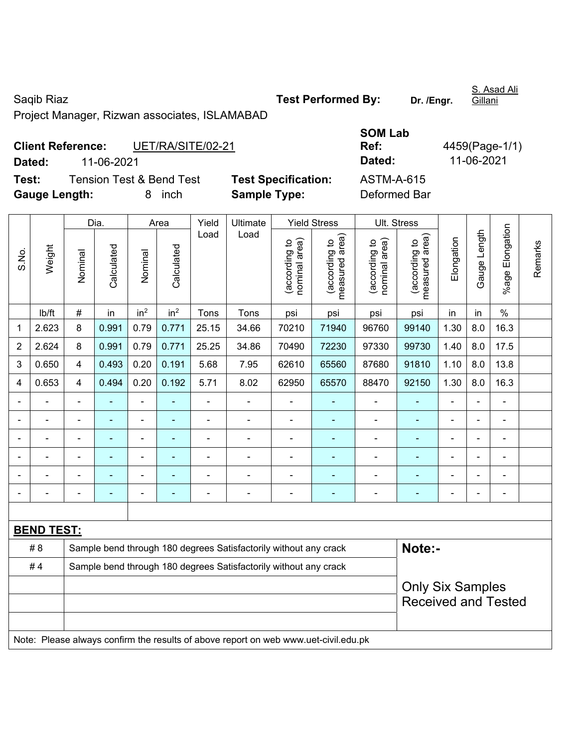Saqib Riaz

Project Manager, Rizwan associates, ISLAMABAD

**Test Performed By:** **Dr. /Engr.** S. Asad Ali Gillani

**Client Reference:** UET/RA/SITE/02-21

**Dated:** 11-06-2021

**SOM Lab Ref:** 4459(Page-1/1)

**Dated:** 11-06-2021

**Test:** Tension Test & Bend Test

**Test Specification:** ASTM-A-615

**Gauge Length:** 8 inch

**Sample Type:** Deformed Bar

| S.No. | Weight | Dia. | | Area | | Yield Load | Ultimate Load | Yield Stress | | Ult. Stress | | Elongation | Gauge Length | %age Elongation | Remarks |
|---|---|---|---|---|---|---|---|---|---|---|---|---|---|---|---|
| | | Nominal | Calculated | Nominal | Calculated | | | (according to nominal area) | (according to measured area) | (according to nominal area) | (according to measured area) | | | | |
| | lb/ft | # | in | in$^2$ | in$^2$ | Tons | Tons | psi | psi | psi | psi | in | in | % | |
| 1 | 2.623 | 8 | 0.991 | 0.79 | 0.771 | 25.15 | 34.66 | 70210 | 71940 | 96760 | 99140 | 1.30 | 8.0 | 16.3 | |
| 2 | 2.624 | 8 | 0.991 | 0.79 | 0.771 | 25.25 | 34.86 | 70490 | 72230 | 97330 | 99730 | 1.40 | 8.0 | 17.5 | |
| 3 | 0.650 | 4 | 0.493 | 0.20 | 0.191 | 5.68 | 7.95 | 62610 | 65560 | 87680 | 91810 | 1.10 | 8.0 | 13.8 | |
| 4 | 0.653 | 4 | 0.494 | 0.20 | 0.192 | 5.71 | 8.02 | 62950 | 65570 | 88470 | 92150 | 1.30 | 8.0 | 16.3 | |
| - | - | - | - | - | - | - | - | - | - | - | - | - | - | - | |
| - | - | - | - | - | - | - | - | - | - | - | - | - | - | - | |
| - | - | - | - | - | - | - | - | - | - | - | - | - | - | - | |
| - | - | - | - | - | - | - | - | - | - | - | - | - | - | - | |
| - | - | - | - | - | - | - | - | - | - | - | - | - | - | - | |
| - | - | - | - | - | - | - | - | - | - | - | - | - | - | - | |

**BEND TEST:**

| | |
|---|---|
| # 8 | Sample bend through 180 degrees Satisfactorily without any crack |
| # 4 | Sample bend through 180 degrees Satisfactorily without any crack |

**Note:-**

Only Six Samples Received and Tested

Note: Please always confirm the results of above report on web www.uet-civil.edu.pk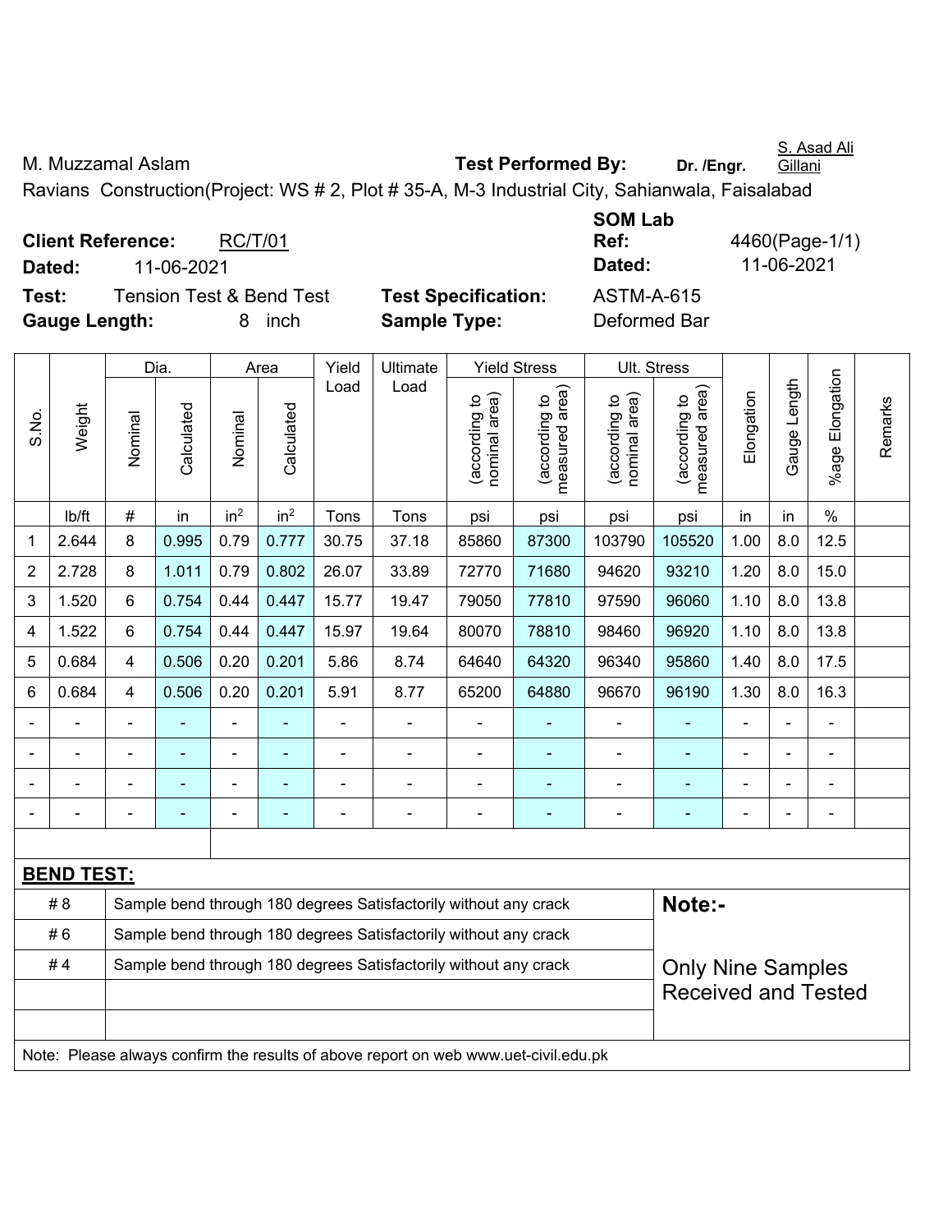S. Asad Ali Gillani

M. Muzzamal Aslam **Test Performed By:** **Dr. /Engr.** S. Asad Ali Gillani

Ravians Construction(Project: WS # 2, Plot # 35-A, M-3 Industrial City, Sahianwala, Faisalabad

**Client Reference:** RC/T/01 **SOM Lab Ref:** 4460(Page-1/1)

**Dated:** 11-06-2021 **Dated:** 11-06-2021

**Test:** Tension Test & Bend Test **Test Specification:** ASTM-A-615

**Gauge Length:** 8 inch **Sample Type:** Deformed Bar

| S.No. | Weight | Dia. | | Area | | Yield Load | Ultimate Load | Yield Stress | | Ult. Stress | | Elongation | Gauge Length | %age Elongation | Remarks |
|---|---|---|---|---|---|---|---|---|---|---|---|---|---|---|---|
| | | Nominal | Calculated | Nominal | Calculated | | | (according to nominal area) | (according to measured area) | (according to nominal area) | (according to measured area) | | | | |
| | lb/ft | # | in | in$^2$ | in$^2$ | Tons | Tons | psi | psi | psi | psi | in | in | % | |
| 1 | 2.644 | 8 | 0.995 | 0.79 | 0.777 | 30.75 | 37.18 | 85860 | 87300 | 103790 | 105520 | 1.00 | 8.0 | 12.5 | |
| 2 | 2.728 | 8 | 1.011 | 0.79 | 0.802 | 26.07 | 33.89 | 72770 | 71680 | 94620 | 93210 | 1.20 | 8.0 | 15.0 | |
| 3 | 1.520 | 6 | 0.754 | 0.44 | 0.447 | 15.77 | 19.47 | 79050 | 77810 | 97590 | 96060 | 1.10 | 8.0 | 13.8 | |
| 4 | 1.522 | 6 | 0.754 | 0.44 | 0.447 | 15.97 | 19.64 | 80070 | 78810 | 98460 | 96920 | 1.10 | 8.0 | 13.8 | |
| 5 | 0.684 | 4 | 0.506 | 0.20 | 0.201 | 5.86 | 8.74 | 64640 | 64320 | 96340 | 95860 | 1.40 | 8.0 | 17.5 | |
| 6 | 0.684 | 4 | 0.506 | 0.20 | 0.201 | 5.91 | 8.77 | 65200 | 64880 | 96670 | 96190 | 1.30 | 8.0 | 16.3 | |
| - | - | - | - | - | - | - | - | - | - | - | - | - | - | - | |
| - | - | - | - | - | - | - | - | - | - | - | - | - | - | - | |
| - | - | - | - | - | - | - | - | - | - | - | - | - | - | - | |
| - | - | - | - | - | - | - | - | - | - | - | - | - | - | - | |

**BEND TEST:**

| | | |
|---|---|---|
| # 8 | Sample bend through 180 degrees Satisfactorily without any crack | **Note:-** |
| # 6 | Sample bend through 180 degrees Satisfactorily without any crack | |
| # 4 | Sample bend through 180 degrees Satisfactorily without any crack | Only Nine Samples Received and Tested |
| | | |
| | | |

Note: Please always confirm the results of above report on web www.uet-civil.edu.pk